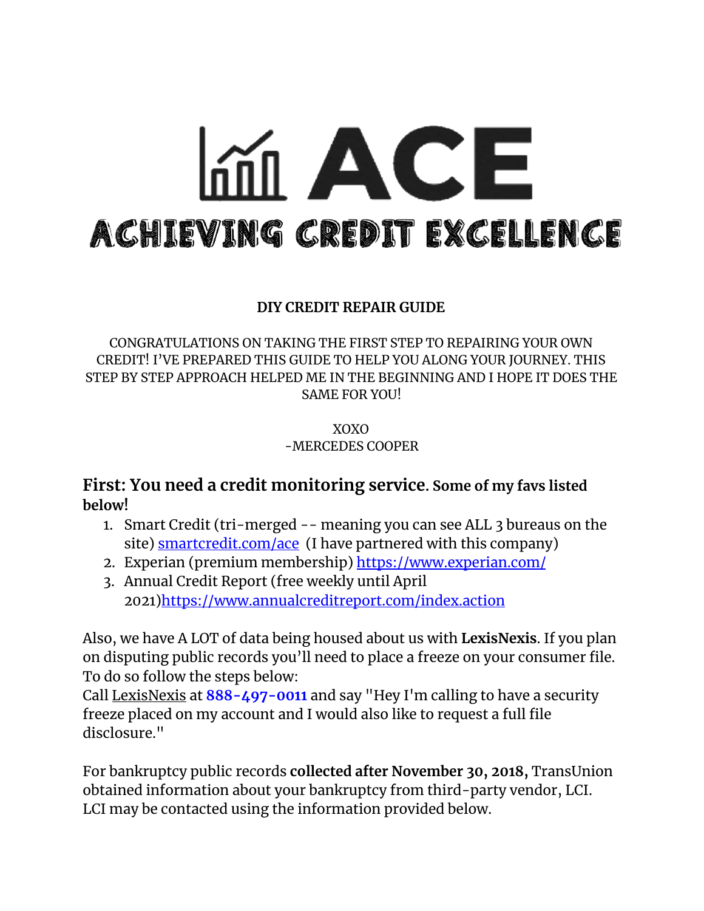# ACE

## ACHIEVING CREDIT EXCELLENCE

**DIY CREDIT REPAIR GUIDE**

CONGRATULATIONS ON TAKING THE FIRST STEP TO REPAIRING YOUR OWN CREDIT! I'VE PREPARED THIS GUIDE TO HELP YOU ALONG YOUR JOURNEY. THIS STEP BY STEP APPROACH HELPED ME IN THE BEGINNING AND I HOPE IT DOES THE SAME FOR YOU!

XOXO
-MERCEDES COOPER

### First: You need a credit monitoring service. Some of my favs listed below!

1. Smart Credit (tri-merged -- meaning you can see ALL 3 bureaus on the site) [smartcredit.com/ace](smartcredit.com/ace) (I have partnered with this company)
2. Experian (premium membership) [https://www.experian.com/](https://www.experian.com/)
3. Annual Credit Report (free weekly until April 2021)[https://www.annualcreditreport.com/index.action](https://www.annualcreditreport.com/index.action)

Also, we have A LOT of data being housed about us with **LexisNexis**. If you plan on disputing public records you'll need to place a freeze on your consumer file. To do so follow the steps below:
Call LexisNexis at **888-497-0011** and say "Hey I'm calling to have a security freeze placed on my account and I would also like to request a full file disclosure."

For bankruptcy public records **collected after November 30, 2018,** TransUnion obtained information about your bankruptcy from third-party vendor, LCI. LCI may be contacted using the information provided below.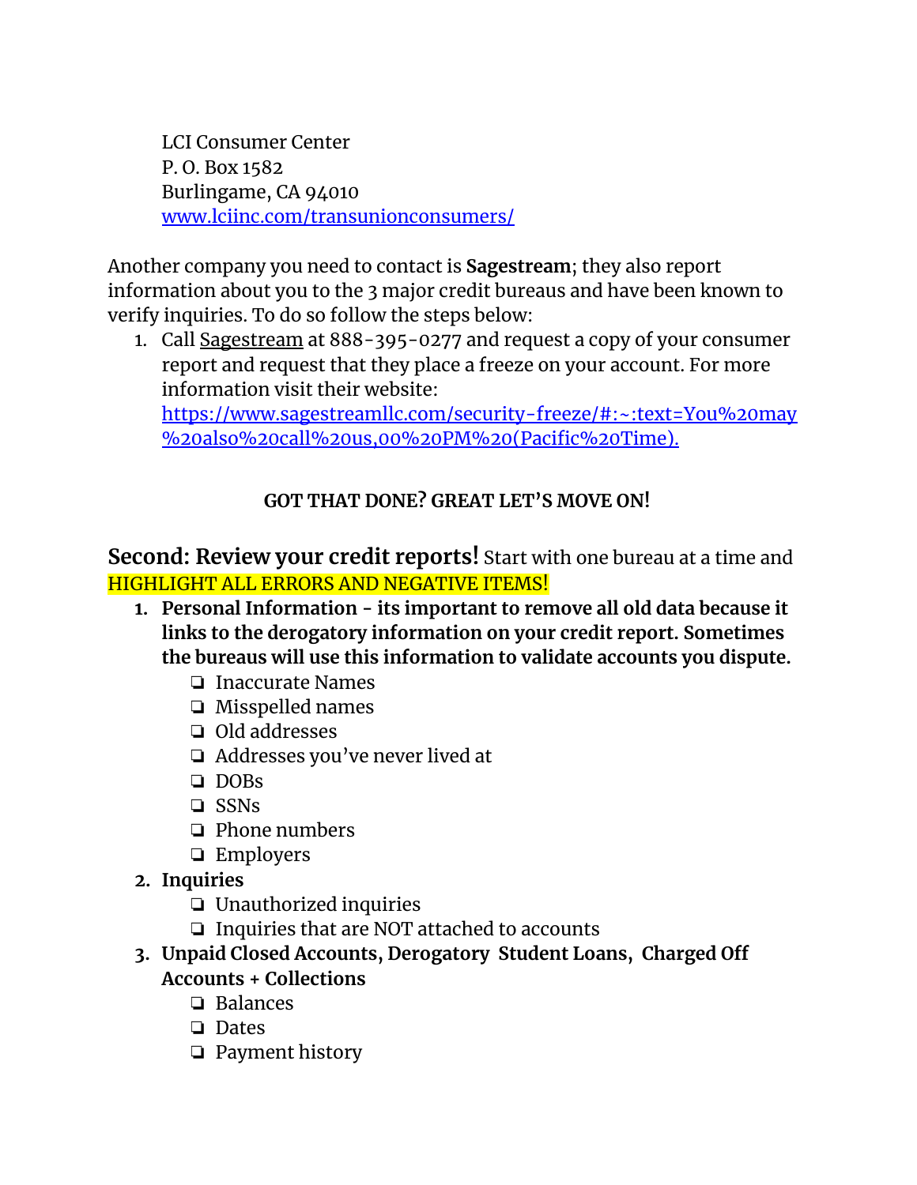LCI Consumer Center
P. O. Box 1582
Burlingame, CA 94010
[www.lciinc.com/transunionconsumers/](www.lciinc.com/transunionconsumers/)

Another company you need to contact is **Sagestream**; they also report information about you to the 3 major credit bureaus and have been known to verify inquiries. To do so follow the steps below:

1. Call Sagestream at 888-395-0277 and request a copy of your consumer report and request that they place a freeze on your account. For more information visit their website: [https://www.sagestreamllc.com/security-freeze/#:~:text=You%20may%20also%20call%20us,00%20PM%20(Pacific%20Time).](https://www.sagestreamllc.com/security-freeze/#:~:text=You%20may%20also%20call%20us,00%20PM%20(Pacific%20Time).)

**GOT THAT DONE? GREAT LET'S MOVE ON!**

**Second: Review your credit reports!** Start with one bureau at a time and HIGHLIGHT ALL ERRORS AND NEGATIVE ITEMS!

1. **Personal Information - its important to remove all old data because it links to the derogatory information on your credit report. Sometimes the bureaus will use this information to validate accounts you dispute.**
   - ❏ Inaccurate Names
   - ❏ Misspelled names
   - ❏ Old addresses
   - ❏ Addresses you've never lived at
   - ❏ DOBs
   - ❏ SSNs
   - ❏ Phone numbers
   - ❏ Employers
2. **Inquiries**
   - ❏ Unauthorized inquiries
   - ❏ Inquiries that are NOT attached to accounts
3. **Unpaid Closed Accounts, Derogatory Student Loans, Charged Off Accounts + Collections**
   - ❏ Balances
   - ❏ Dates
   - ❏ Payment history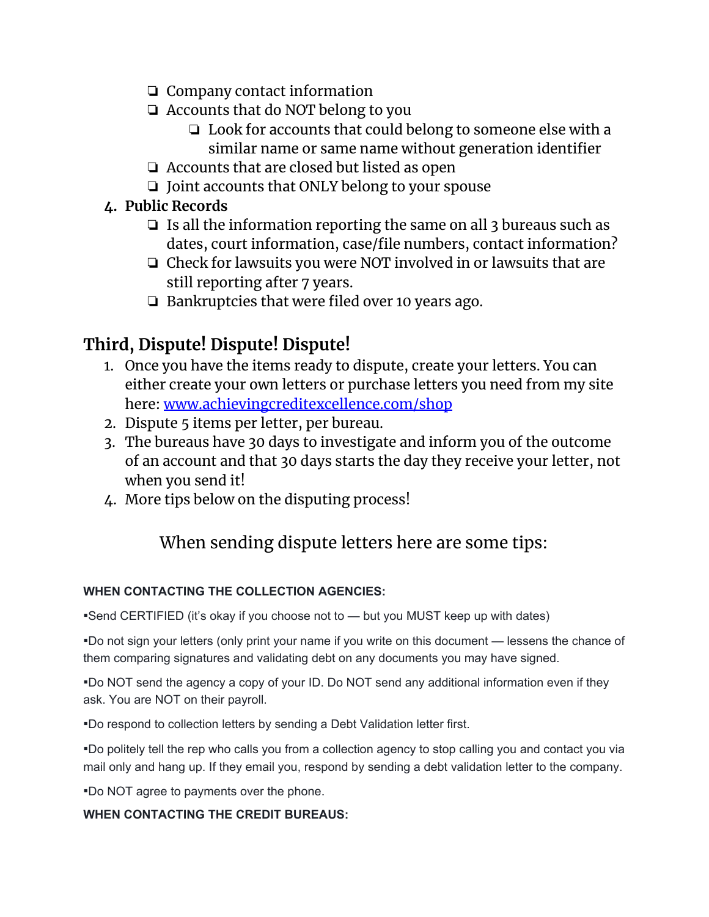- ❏ Company contact information
- ❏ Accounts that do NOT belong to you
  - ❏ Look for accounts that could belong to someone else with a similar name or same name without generation identifier
- ❏ Accounts that are closed but listed as open
- ❏ Joint accounts that ONLY belong to your spouse

4. **Public Records**
   - ❏ Is all the information reporting the same on all 3 bureaus such as dates, court information, case/file numbers, contact information?
   - ❏ Check for lawsuits you were NOT involved in or lawsuits that are still reporting after 7 years.
   - ❏ Bankruptcies that were filed over 10 years ago.

## Third, Dispute! Dispute! Dispute!

1. Once you have the items ready to dispute, create your letters. You can either create your own letters or purchase letters you need from my site here: [www.achievingcreditexcellence.com/shop](www.achievingcreditexcellence.com/shop)
2. Dispute 5 items per letter, per bureau.
3. The bureaus have 30 days to investigate and inform you of the outcome of an account and that 30 days starts the day they receive your letter, not when you send it!
4. More tips below on the disputing process!

### When sending dispute letters here are some tips:

**WHEN CONTACTING THE COLLECTION AGENCIES:**

▪Send CERTIFIED (it's okay if you choose not to — but you MUST keep up with dates)

▪Do not sign your letters (only print your name if you write on this document — lessens the chance of them comparing signatures and validating debt on any documents you may have signed.

▪Do NOT send the agency a copy of your ID. Do NOT send any additional information even if they ask. You are NOT on their payroll.

▪Do respond to collection letters by sending a Debt Validation letter first.

▪Do politely tell the rep who calls you from a collection agency to stop calling you and contact you via mail only and hang up. If they email you, respond by sending a debt validation letter to the company.

▪Do NOT agree to payments over the phone.

**WHEN CONTACTING THE CREDIT BUREAUS:**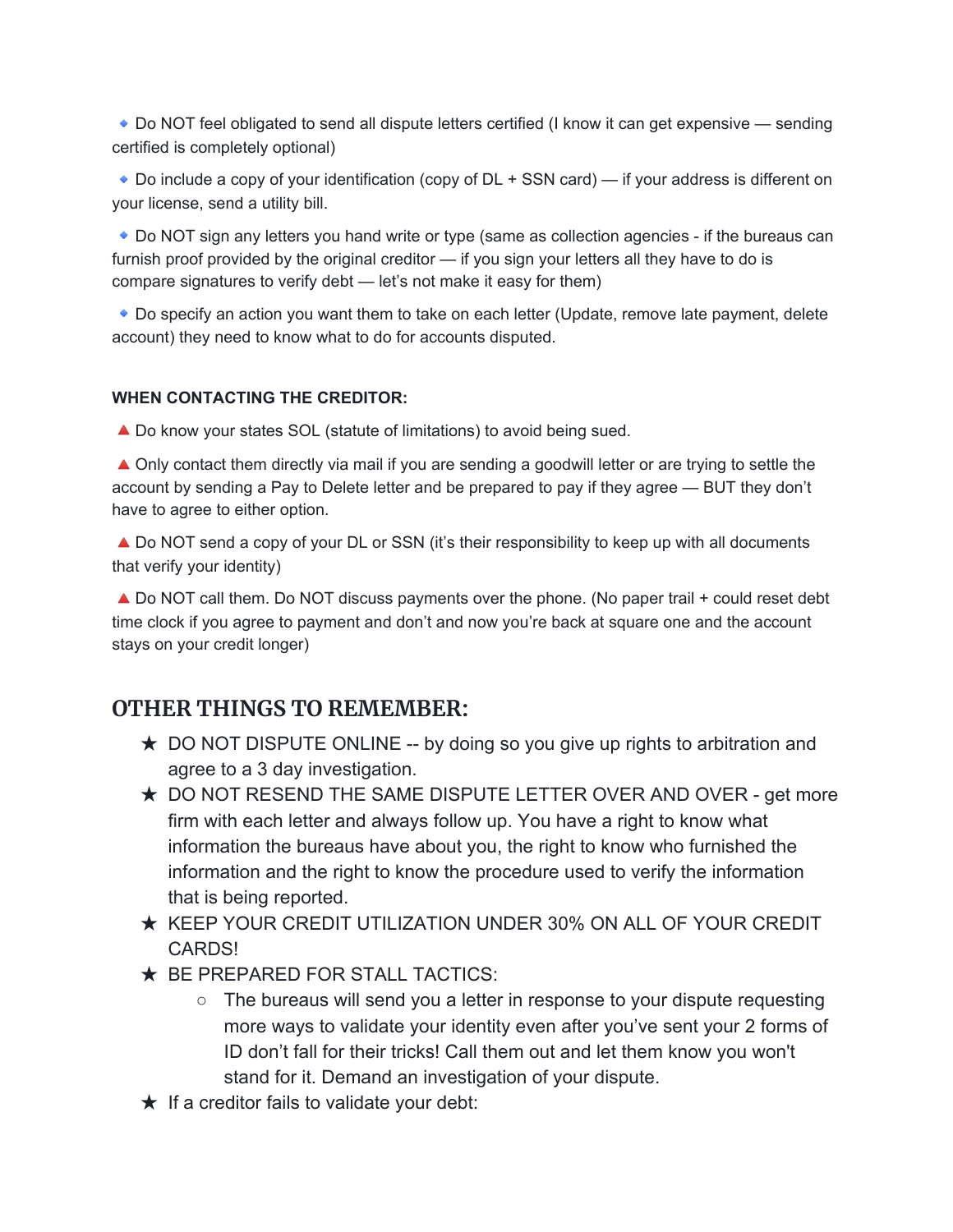🔹 Do NOT feel obligated to send all dispute letters certified (I know it can get expensive — sending certified is completely optional)

🔹 Do include a copy of your identification (copy of DL + SSN card) — if your address is different on your license, send a utility bill.

🔹 Do NOT sign any letters you hand write or type (same as collection agencies - if the bureaus can furnish proof provided by the original creditor — if you sign your letters all they have to do is compare signatures to verify debt — let's not make it easy for them)

🔹 Do specify an action you want them to take on each letter (Update, remove late payment, delete account) they need to know what to do for accounts disputed.

**WHEN CONTACTING THE CREDITOR:**

🔺 Do know your states SOL (statute of limitations) to avoid being sued.

🔺 Only contact them directly via mail if you are sending a goodwill letter or are trying to settle the account by sending a Pay to Delete letter and be prepared to pay if they agree — BUT they don't have to agree to either option.

🔺 Do NOT send a copy of your DL or SSN (it's their responsibility to keep up with all documents that verify your identity)

🔺 Do NOT call them. Do NOT discuss payments over the phone. (No paper trail + could reset debt time clock if you agree to payment and don't and now you're back at square one and the account stays on your credit longer)

## OTHER THINGS TO REMEMBER:

★ DO NOT DISPUTE ONLINE -- by doing so you give up rights to arbitration and agree to a 3 day investigation.

★ DO NOT RESEND THE SAME DISPUTE LETTER OVER AND OVER - get more firm with each letter and always follow up. You have a right to know what information the bureaus have about you, the right to know who furnished the information and the right to know the procedure used to verify the information that is being reported.

★ KEEP YOUR CREDIT UTILIZATION UNDER 30% ON ALL OF YOUR CREDIT CARDS!

★ BE PREPARED FOR STALL TACTICS:
  - The bureaus will send you a letter in response to your dispute requesting more ways to validate your identity even after you've sent your 2 forms of ID don't fall for their tricks! Call them out and let them know you won't stand for it. Demand an investigation of your dispute.

★ If a creditor fails to validate your debt: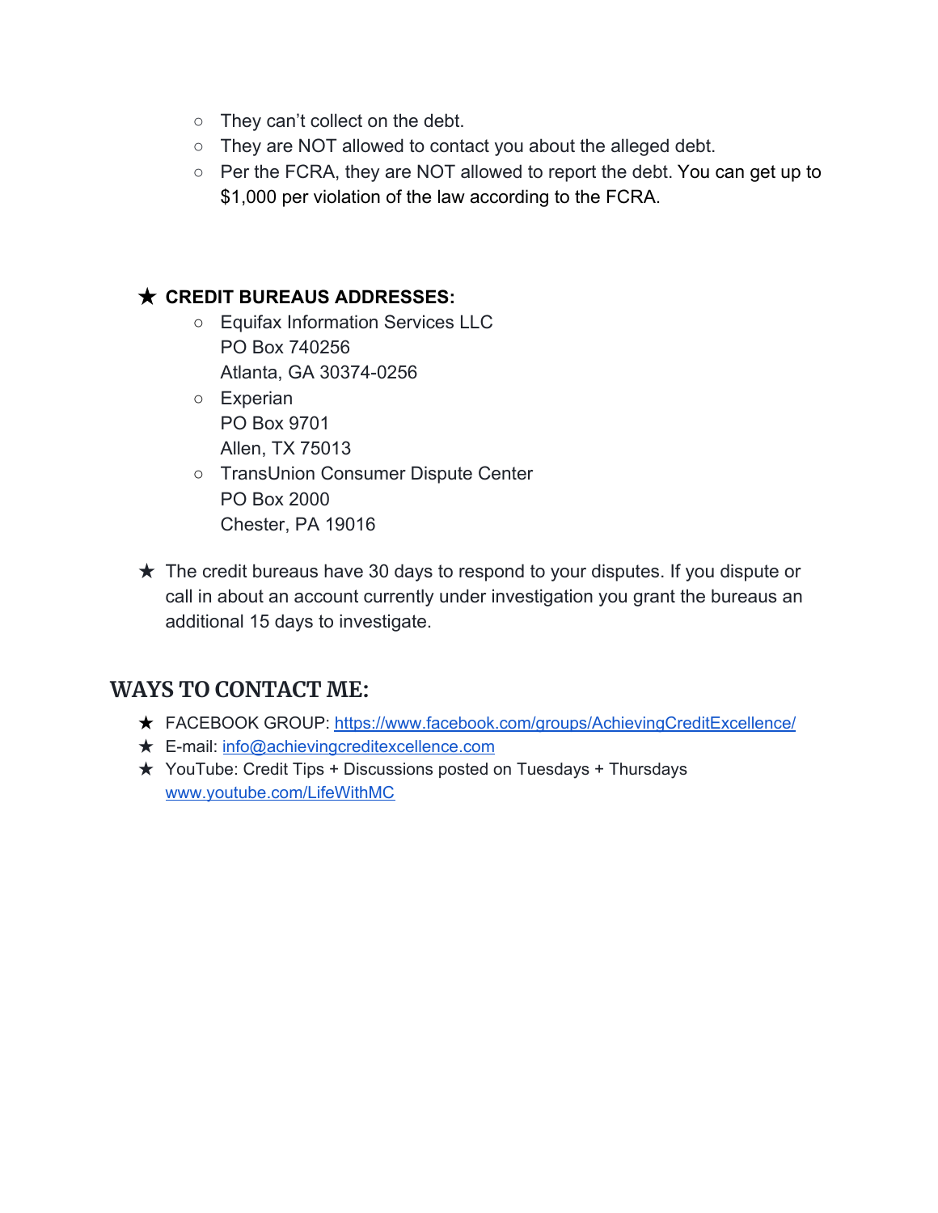- They can't collect on the debt.
- They are NOT allowed to contact you about the alleged debt.
- Per the FCRA, they are NOT allowed to report the debt. You can get up to $1,000 per violation of the law according to the FCRA.

★ **CREDIT BUREAUS ADDRESSES:**

- Equifax Information Services LLC
  PO Box 740256
  Atlanta, GA 30374-0256
- Experian
  PO Box 9701
  Allen, TX 75013
- TransUnion Consumer Dispute Center
  PO Box 2000
  Chester, PA 19016

★ The credit bureaus have 30 days to respond to your disputes. If you dispute or call in about an account currently under investigation you grant the bureaus an additional 15 days to investigate.

## WAYS TO CONTACT ME:

★ FACEBOOK GROUP: https://www.facebook.com/groups/AchievingCreditExcellence/

★ E-mail: info@achievingcreditexcellence.com

★ YouTube: Credit Tips + Discussions posted on Tuesdays + Thursdays
www.youtube.com/LifeWithMC